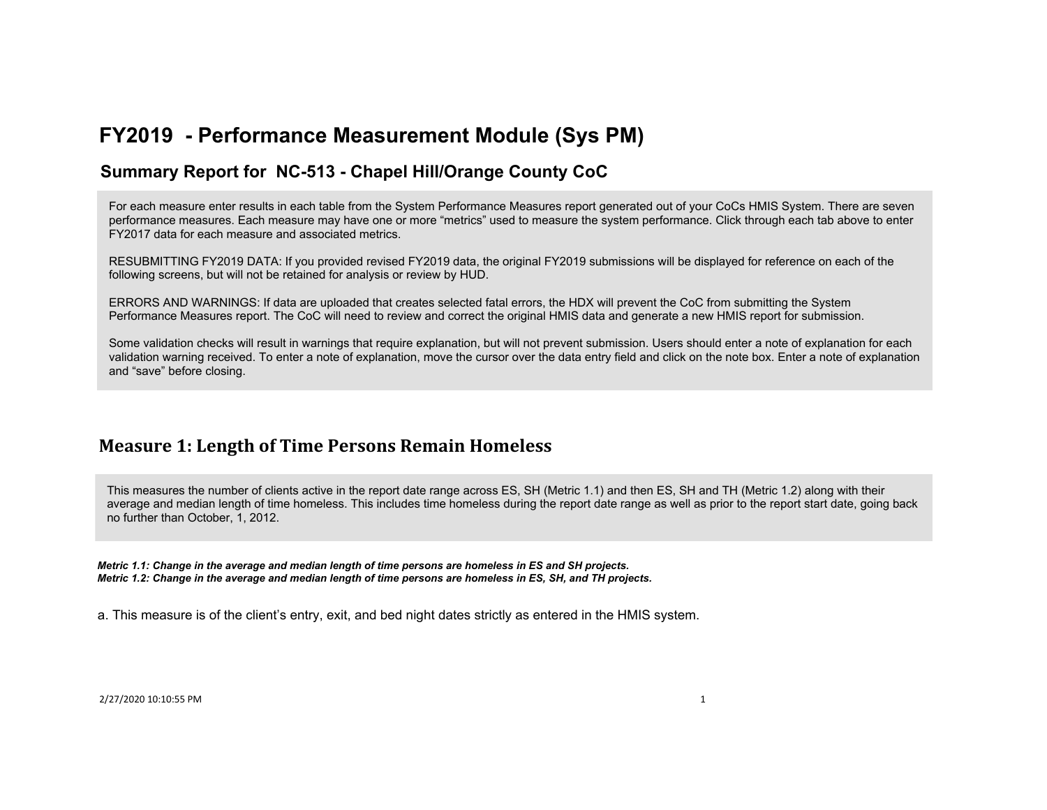# FY2019 - Performance Measurement Module (Sys PM)

## Summary Report for NC-513 - Chapel Hill/Orange County CoC

For each measure enter results in each table from the System Performance Measures report generated out of your CoCs HMIS System. There are seven performance measures. Each measure may have one or more "metrics" used to measure the system performance. Click through each tab above to enter FY2017 data for each measure and associated metrics.

RESUBMITTING FY2019 DATA: If you provided revised FY2019 data, the original FY2019 submissions will be displayed for reference on each of the following screens, but will not be retained for analysis or review by HUD.

ERRORS AND WARNINGS: If data are uploaded that creates selected fatal errors, the HDX will prevent the CoC from submitting the System Performance Measures report. The CoC will need to review and correct the original HMIS data and generate a new HMIS report for submission.

Some validation checks will result in warnings that require explanation, but will not prevent submission. Users should enter a note of explanation for each validation warning received. To enter a note of explanation, move the cursor over the data entry field and click on the note box. Enter a note of explanation and "save" before closing.

## Measure 1: Length of Time Persons Remain Homeless

This measures the number of clients active in the report date range across ES, SH (Metric 1.1) and then ES, SH and TH (Metric 1.2) along with their average and median length of time homeless. This includes time homeless during the report date range as well as prior to the report start date, going back no further than October, 1, 2012.

***Metric 1.1: Change in the average and median length of time persons are homeless in ES and SH projects.***
***Metric 1.2: Change in the average and median length of time persons are homeless in ES, SH, and TH projects.***

a. This measure is of the client's entry, exit, and bed night dates strictly as entered in the HMIS system.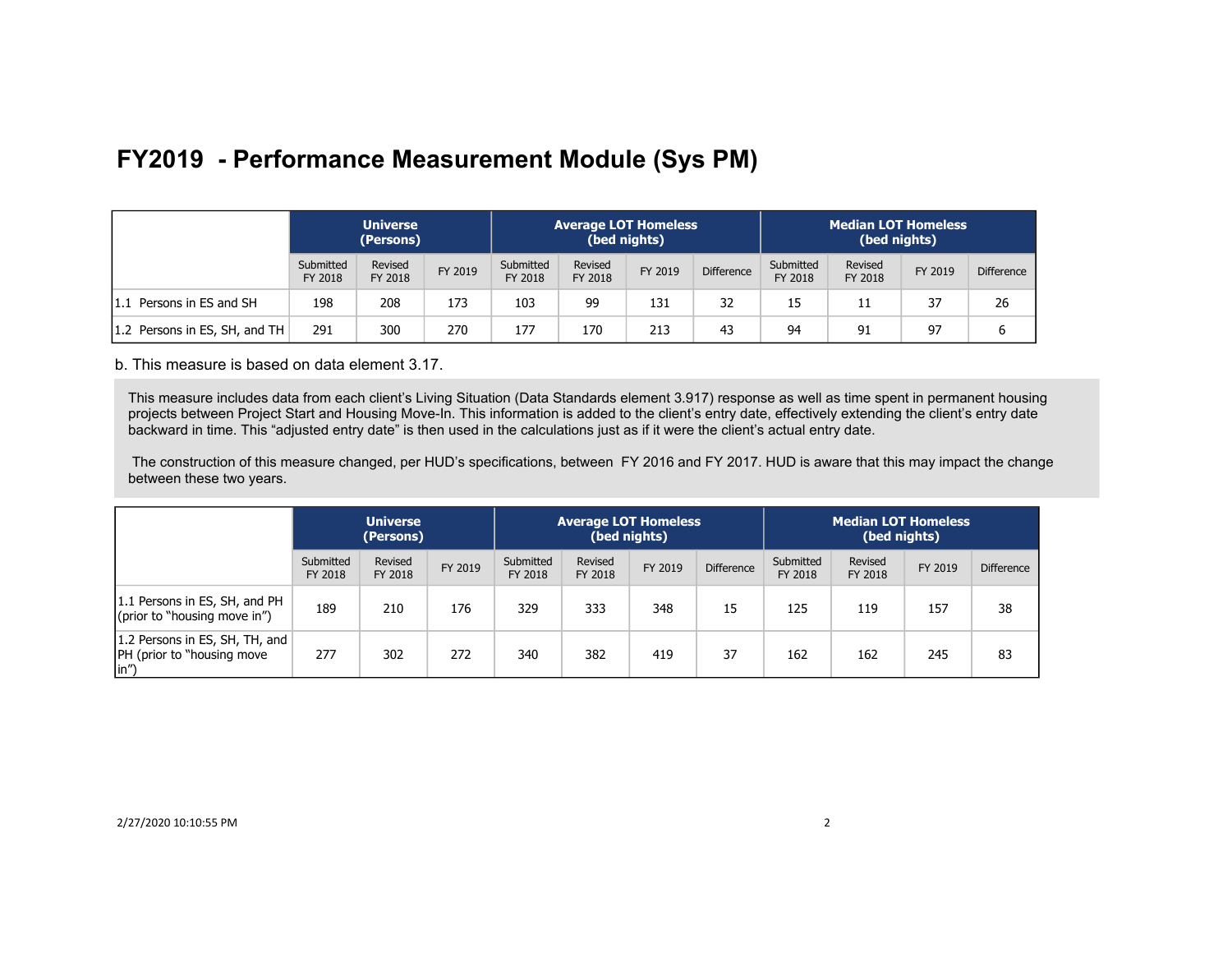# FY2019 - Performance Measurement Module (Sys PM)

| | Universe (Persons) | | | Average LOT Homeless (bed nights) | | | | Median LOT Homeless (bed nights) | | | |
|---|---|---|---|---|---|---|---|---|---|---|---|
| | Submitted FY 2018 | Revised FY 2018 | FY 2019 | Submitted FY 2018 | Revised FY 2018 | FY 2019 | Difference | Submitted FY 2018 | Revised FY 2018 | FY 2019 | Difference |
| 1.1 Persons in ES and SH | 198 | 208 | 173 | 103 | 99 | 131 | 32 | 15 | 11 | 37 | 26 |
| 1.2 Persons in ES, SH, and TH | 291 | 300 | 270 | 177 | 170 | 213 | 43 | 94 | 91 | 97 | 6 |

b. This measure is based on data element 3.17.

This measure includes data from each client's Living Situation (Data Standards element 3.917) response as well as time spent in permanent housing projects between Project Start and Housing Move-In. This information is added to the client's entry date, effectively extending the client's entry date backward in time. This "adjusted entry date" is then used in the calculations just as if it were the client's actual entry date.

The construction of this measure changed, per HUD's specifications, between FY 2016 and FY 2017. HUD is aware that this may impact the change between these two years.

| | Universe (Persons) | | | Average LOT Homeless (bed nights) | | | | Median LOT Homeless (bed nights) | | | |
|---|---|---|---|---|---|---|---|---|---|---|---|
| | Submitted FY 2018 | Revised FY 2018 | FY 2019 | Submitted FY 2018 | Revised FY 2018 | FY 2019 | Difference | Submitted FY 2018 | Revised FY 2018 | FY 2019 | Difference |
| 1.1 Persons in ES, SH, and PH (prior to "housing move in") | 189 | 210 | 176 | 329 | 333 | 348 | 15 | 125 | 119 | 157 | 38 |
| 1.2 Persons in ES, SH, TH, and PH (prior to "housing move in") | 277 | 302 | 272 | 340 | 382 | 419 | 37 | 162 | 162 | 245 | 83 |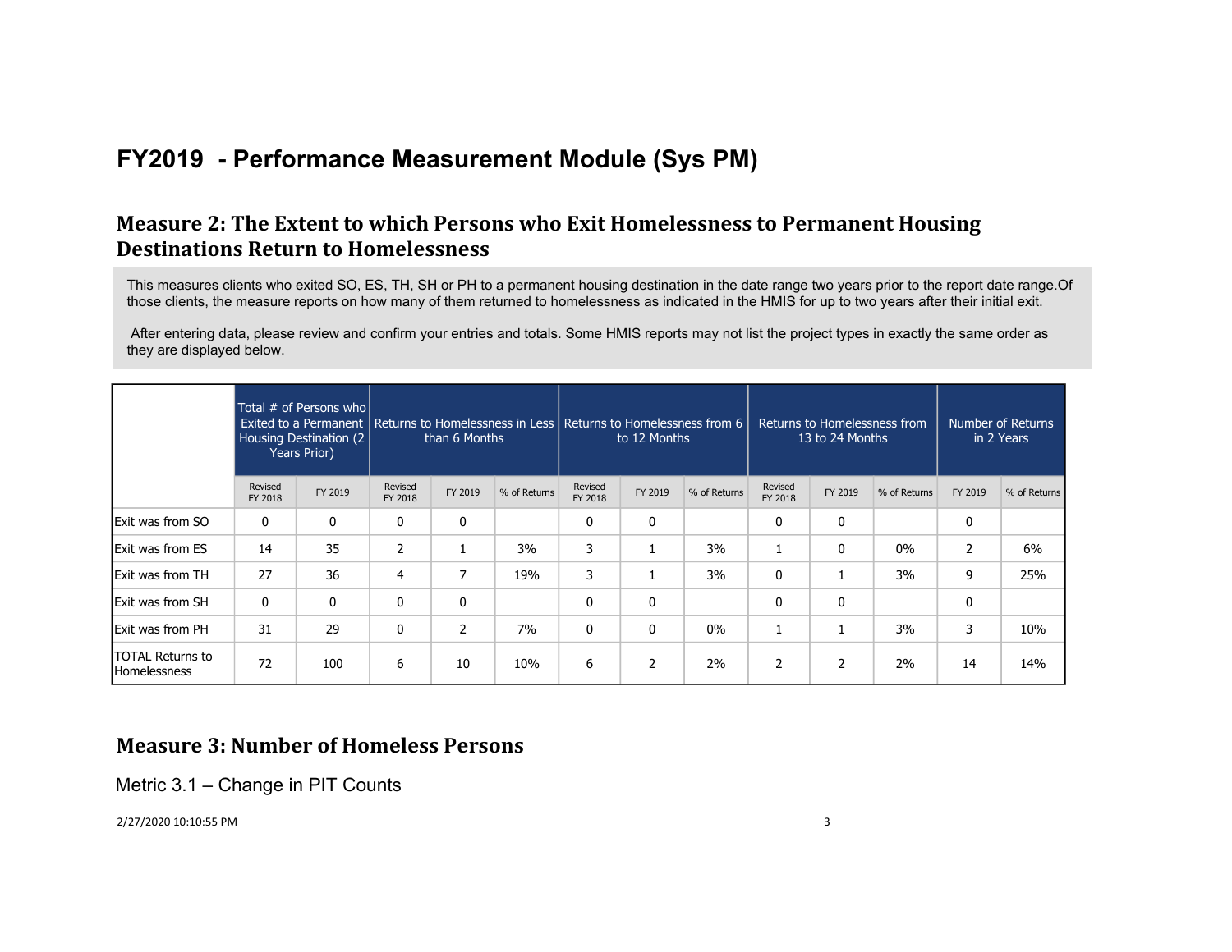# FY2019 - Performance Measurement Module (Sys PM)

## Measure 2: The Extent to which Persons who Exit Homelessness to Permanent Housing Destinations Return to Homelessness

This measures clients who exited SO, ES, TH, SH or PH to a permanent housing destination in the date range two years prior to the report date range.Of those clients, the measure reports on how many of them returned to homelessness as indicated in the HMIS for up to two years after their initial exit.

After entering data, please review and confirm your entries and totals. Some HMIS reports may not list the project types in exactly the same order as they are displayed below.

| | Total # of Persons who Exited to a Permanent Housing Destination (2 Years Prior) | | Returns to Homelessness in Less than 6 Months | | | Returns to Homelessness from 6 to 12 Months | | | Returns to Homelessness from 13 to 24 Months | | | Number of Returns in 2 Years | |
|---|---|---|---|---|---|---|---|---|---|---|---|---|---|
| | Revised FY 2018 | FY 2019 | Revised FY 2018 | FY 2019 | % of Returns | Revised FY 2018 | FY 2019 | % of Returns | Revised FY 2018 | FY 2019 | % of Returns | FY 2019 | % of Returns |
| Exit was from SO | 0 | 0 | 0 | 0 | | 0 | 0 | | 0 | 0 | | 0 | |
| Exit was from ES | 14 | 35 | 2 | 1 | 3% | 3 | 1 | 3% | 1 | 0 | 0% | 2 | 6% |
| Exit was from TH | 27 | 36 | 4 | 7 | 19% | 3 | 1 | 3% | 0 | 1 | 3% | 9 | 25% |
| Exit was from SH | 0 | 0 | 0 | 0 | | 0 | 0 | | 0 | 0 | | 0 | |
| Exit was from PH | 31 | 29 | 0 | 2 | 7% | 0 | 0 | 0% | 1 | 1 | 3% | 3 | 10% |
| TOTAL Returns to Homelessness | 72 | 100 | 6 | 10 | 10% | 6 | 2 | 2% | 2 | 2 | 2% | 14 | 14% |

## Measure 3: Number of Homeless Persons

Metric 3.1 – Change in PIT Counts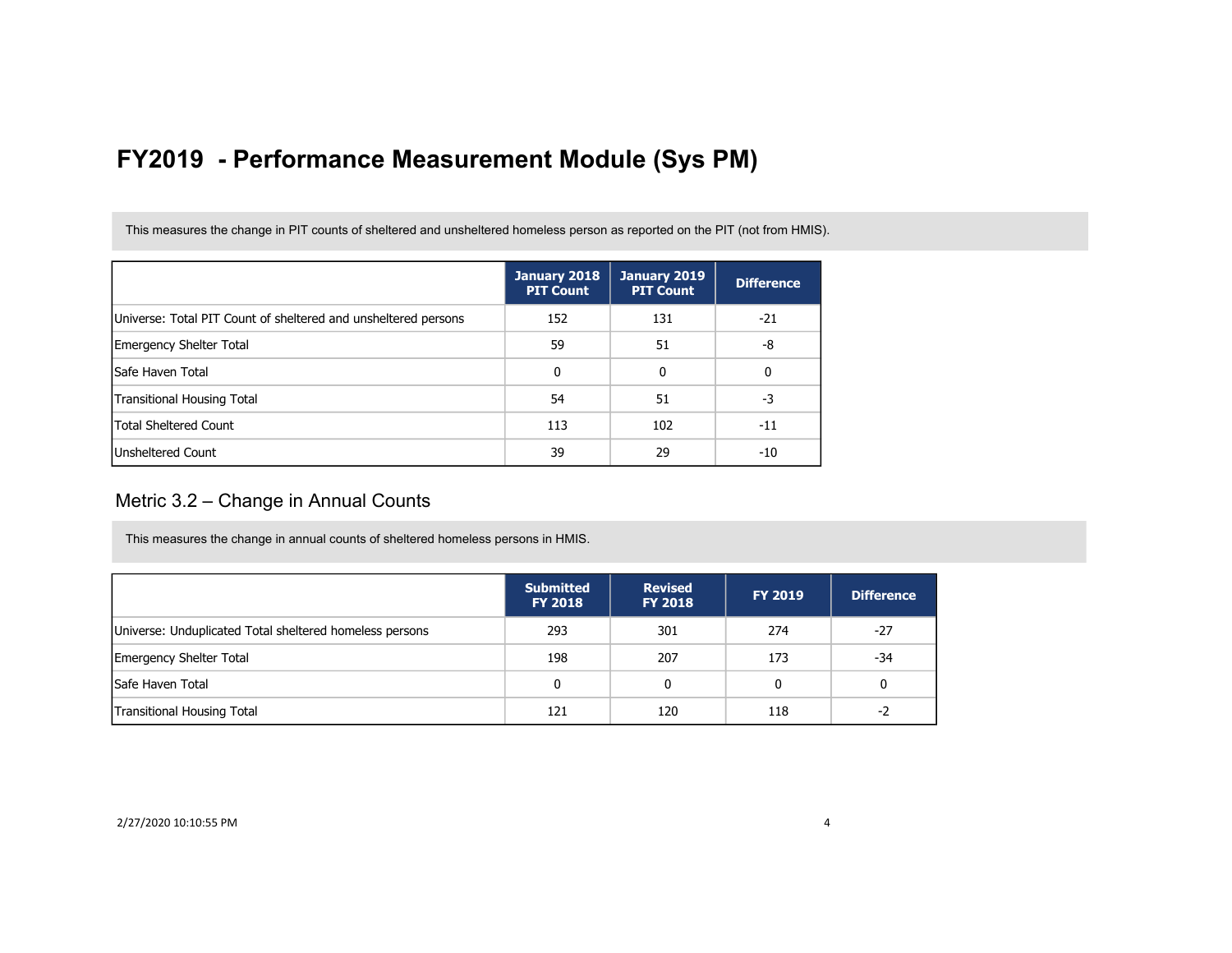# FY2019 - Performance Measurement Module (Sys PM)

This measures the change in PIT counts of sheltered and unsheltered homeless person as reported on the PIT (not from HMIS).

| | January 2018 PIT Count | January 2019 PIT Count | Difference |
|---|---|---|---|
| Universe: Total PIT Count of sheltered and unsheltered persons | 152 | 131 | -21 |
| Emergency Shelter Total | 59 | 51 | -8 |
| Safe Haven Total | 0 | 0 | 0 |
| Transitional Housing Total | 54 | 51 | -3 |
| Total Sheltered Count | 113 | 102 | -11 |
| Unsheltered Count | 39 | 29 | -10 |

## Metric 3.2 – Change in Annual Counts

This measures the change in annual counts of sheltered homeless persons in HMIS.

| | Submitted FY 2018 | Revised FY 2018 | FY 2019 | Difference |
|---|---|---|---|---|
| Universe: Unduplicated Total sheltered homeless persons | 293 | 301 | 274 | -27 |
| Emergency Shelter Total | 198 | 207 | 173 | -34 |
| Safe Haven Total | 0 | 0 | 0 | 0 |
| Transitional Housing Total | 121 | 120 | 118 | -2 |

2/27/2020 10:10:55 PM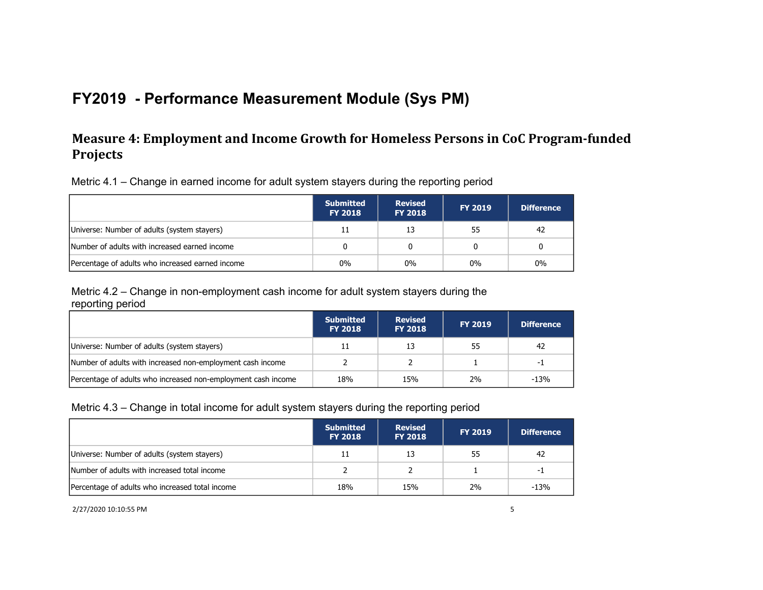# FY2019 - Performance Measurement Module (Sys PM)

## Measure 4: Employment and Income Growth for Homeless Persons in CoC Program-funded Projects

Metric 4.1 – Change in earned income for adult system stayers during the reporting period

| | Submitted FY 2018 | Revised FY 2018 | FY 2019 | Difference |
|---|---|---|---|---|
| Universe: Number of adults (system stayers) | 11 | 13 | 55 | 42 |
| Number of adults with increased earned income | 0 | 0 | 0 | 0 |
| Percentage of adults who increased earned income | 0% | 0% | 0% | 0% |

Metric 4.2 – Change in non-employment cash income for adult system stayers during the reporting period

| | Submitted FY 2018 | Revised FY 2018 | FY 2019 | Difference |
|---|---|---|---|---|
| Universe: Number of adults (system stayers) | 11 | 13 | 55 | 42 |
| Number of adults with increased non-employment cash income | 2 | 2 | 1 | -1 |
| Percentage of adults who increased non-employment cash income | 18% | 15% | 2% | -13% |

Metric 4.3 – Change in total income for adult system stayers during the reporting period

| | Submitted FY 2018 | Revised FY 2018 | FY 2019 | Difference |
|---|---|---|---|---|
| Universe: Number of adults (system stayers) | 11 | 13 | 55 | 42 |
| Number of adults with increased total income | 2 | 2 | 1 | -1 |
| Percentage of adults who increased total income | 18% | 15% | 2% | -13% |

2/27/2020 10:10:55 PM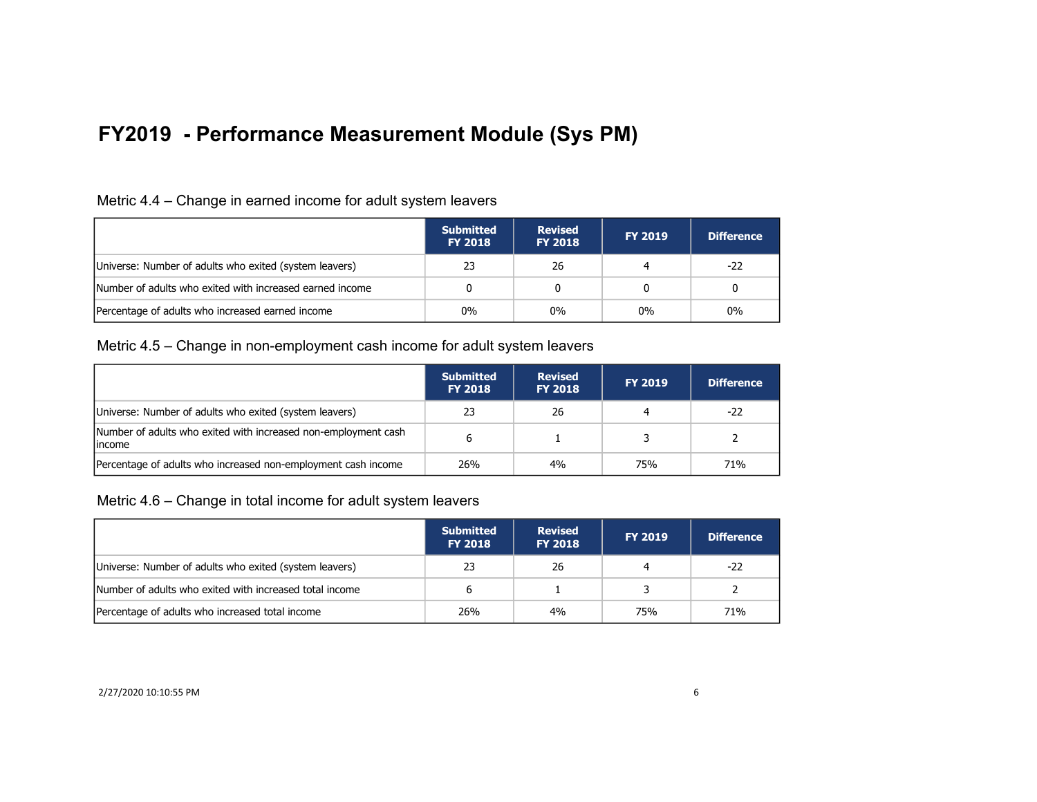# FY2019 - Performance Measurement Module (Sys PM)

Metric 4.4 – Change in earned income for adult system leavers

| | Submitted FY 2018 | Revised FY 2018 | FY 2019 | Difference |
|---|---|---|---|---|
| Universe: Number of adults who exited (system leavers) | 23 | 26 | 4 | -22 |
| Number of adults who exited with increased earned income | 0 | 0 | 0 | 0 |
| Percentage of adults who increased earned income | 0% | 0% | 0% | 0% |

Metric 4.5 – Change in non-employment cash income for adult system leavers

| | Submitted FY 2018 | Revised FY 2018 | FY 2019 | Difference |
|---|---|---|---|---|
| Universe: Number of adults who exited (system leavers) | 23 | 26 | 4 | -22 |
| Number of adults who exited with increased non-employment cash income | 6 | 1 | 3 | 2 |
| Percentage of adults who increased non-employment cash income | 26% | 4% | 75% | 71% |

Metric 4.6 – Change in total income for adult system leavers

| | Submitted FY 2018 | Revised FY 2018 | FY 2019 | Difference |
|---|---|---|---|---|
| Universe: Number of adults who exited (system leavers) | 23 | 26 | 4 | -22 |
| Number of adults who exited with increased total income | 6 | 1 | 3 | 2 |
| Percentage of adults who increased total income | 26% | 4% | 75% | 71% |

2/27/2020 10:10:55 PM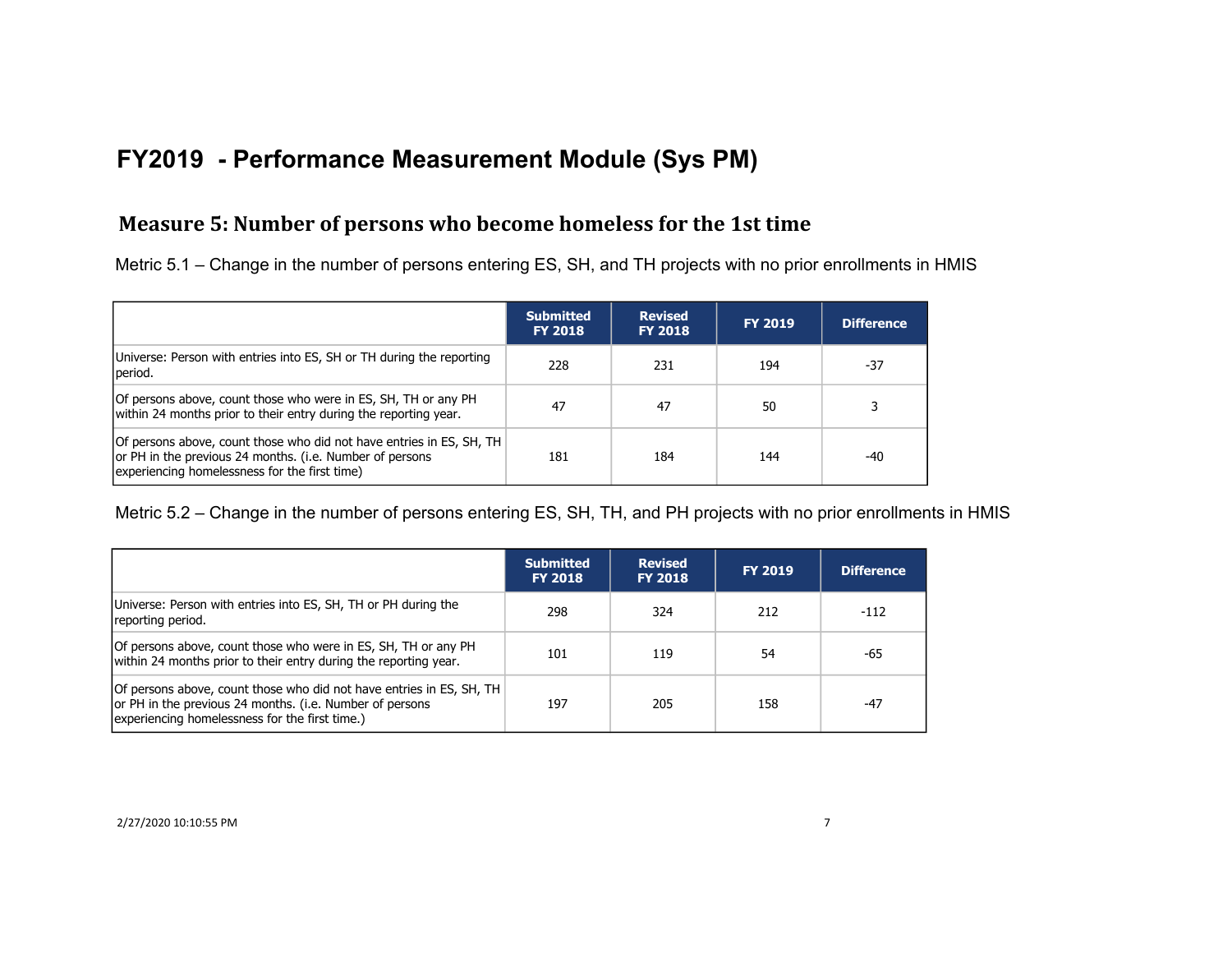# FY2019 - Performance Measurement Module (Sys PM)

## Measure 5: Number of persons who become homeless for the 1st time

Metric 5.1 – Change in the number of persons entering ES, SH, and TH projects with no prior enrollments in HMIS

| | Submitted FY 2018 | Revised FY 2018 | FY 2019 | Difference |
|---|---|---|---|---|
| Universe: Person with entries into ES, SH or TH during the reporting period. | 228 | 231 | 194 | -37 |
| Of persons above, count those who were in ES, SH, TH or any PH within 24 months prior to their entry during the reporting year. | 47 | 47 | 50 | 3 |
| Of persons above, count those who did not have entries in ES, SH, TH or PH in the previous 24 months. (i.e. Number of persons experiencing homelessness for the first time) | 181 | 184 | 144 | -40 |

Metric 5.2 – Change in the number of persons entering ES, SH, TH, and PH projects with no prior enrollments in HMIS

| | Submitted FY 2018 | Revised FY 2018 | FY 2019 | Difference |
|---|---|---|---|---|
| Universe: Person with entries into ES, SH, TH or PH during the reporting period. | 298 | 324 | 212 | -112 |
| Of persons above, count those who were in ES, SH, TH or any PH within 24 months prior to their entry during the reporting year. | 101 | 119 | 54 | -65 |
| Of persons above, count those who did not have entries in ES, SH, TH or PH in the previous 24 months. (i.e. Number of persons experiencing homelessness for the first time.) | 197 | 205 | 158 | -47 |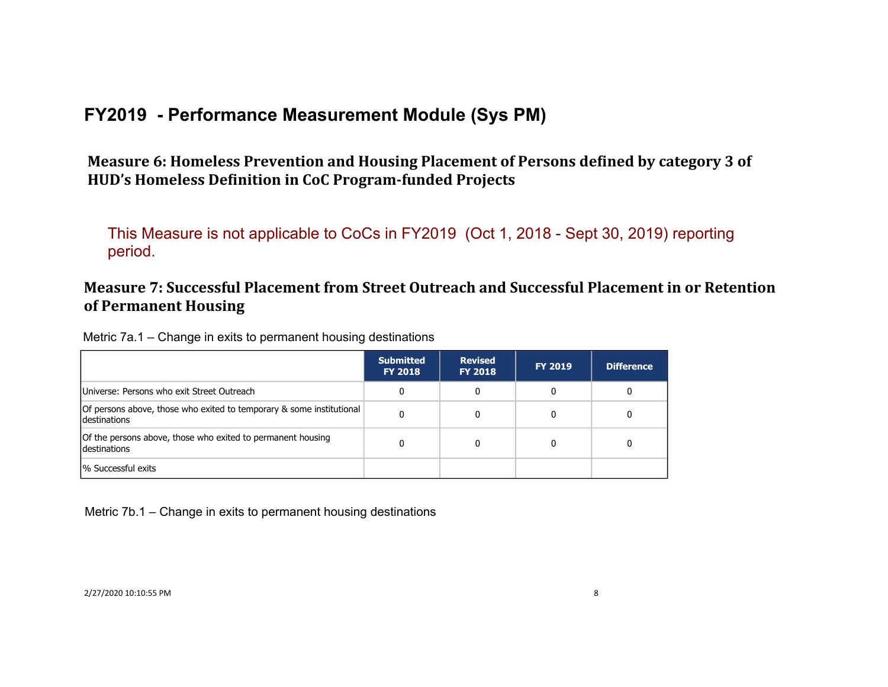# FY2019 - Performance Measurement Module (Sys PM)

## Measure 6: Homeless Prevention and Housing Placement of Persons defined by category 3 of HUD's Homeless Definition in CoC Program-funded Projects

This Measure is not applicable to CoCs in FY2019 (Oct 1, 2018 - Sept 30, 2019) reporting period.

## Measure 7: Successful Placement from Street Outreach and Successful Placement in or Retention of Permanent Housing

Metric 7a.1 – Change in exits to permanent housing destinations

| | Submitted FY 2018 | Revised FY 2018 | FY 2019 | Difference |
|---|---|---|---|---|
| Universe: Persons who exit Street Outreach | 0 | 0 | 0 | 0 |
| Of persons above, those who exited to temporary & some institutional destinations | 0 | 0 | 0 | 0 |
| Of the persons above, those who exited to permanent housing destinations | 0 | 0 | 0 | 0 |
| % Successful exits | | | | |

Metric 7b.1 – Change in exits to permanent housing destinations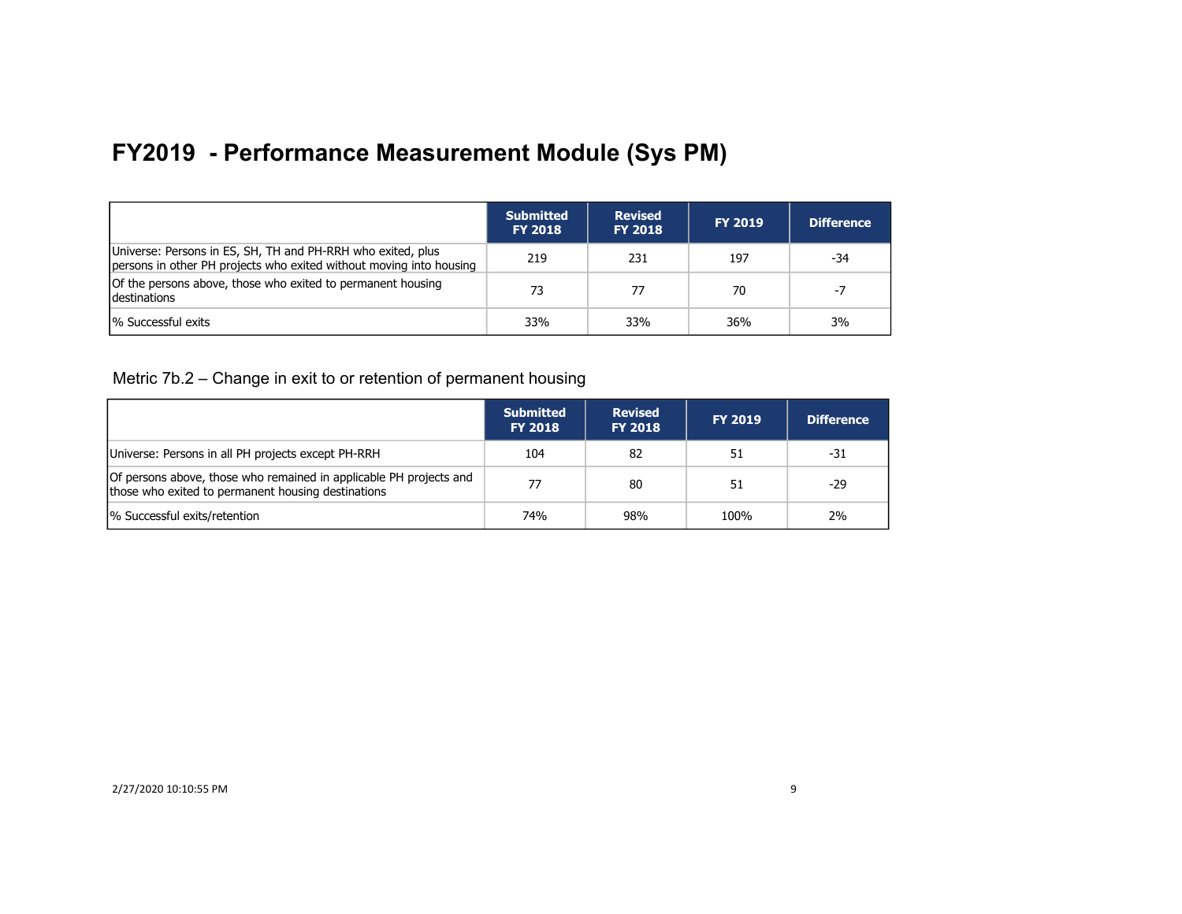# FY2019 - Performance Measurement Module (Sys PM)

| | Submitted FY 2018 | Revised FY 2018 | FY 2019 | Difference |
|---|---|---|---|---|
| Universe: Persons in ES, SH, TH and PH-RRH who exited, plus persons in other PH projects who exited without moving into housing | 219 | 231 | 197 | -34 |
| Of the persons above, those who exited to permanent housing destinations | 73 | 77 | 70 | -7 |
| % Successful exits | 33% | 33% | 36% | 3% |

Metric 7b.2 – Change in exit to or retention of permanent housing

| | Submitted FY 2018 | Revised FY 2018 | FY 2019 | Difference |
|---|---|---|---|---|
| Universe: Persons in all PH projects except PH-RRH | 104 | 82 | 51 | -31 |
| Of persons above, those who remained in applicable PH projects and those who exited to permanent housing destinations | 77 | 80 | 51 | -29 |
| % Successful exits/retention | 74% | 98% | 100% | 2% |

2/27/2020 10:10:55 PM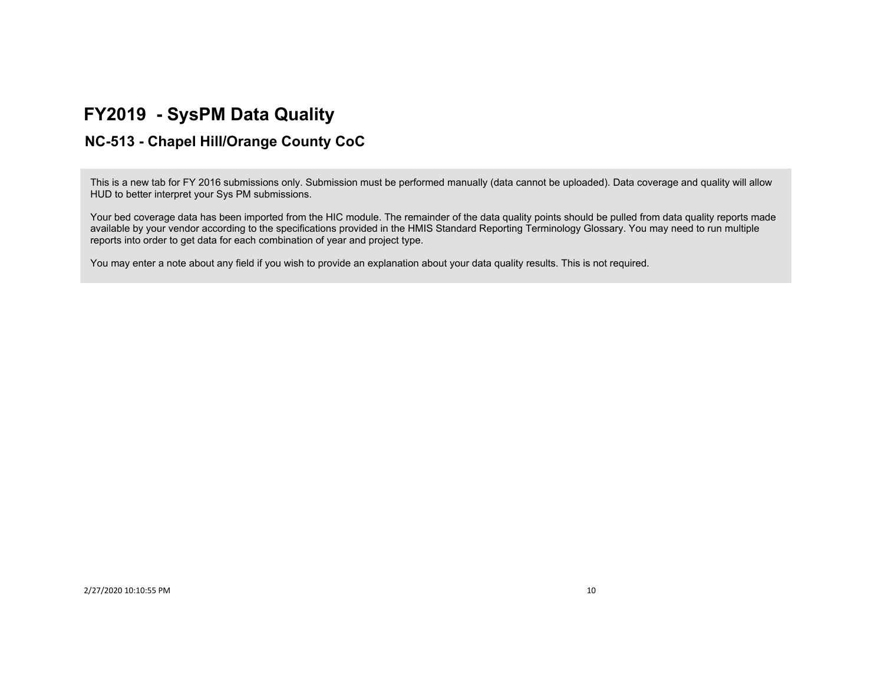# FY2019 - SysPM Data Quality

## NC-513 - Chapel Hill/Orange County CoC

This is a new tab for FY 2016 submissions only. Submission must be performed manually (data cannot be uploaded). Data coverage and quality will allow HUD to better interpret your Sys PM submissions.

Your bed coverage data has been imported from the HIC module. The remainder of the data quality points should be pulled from data quality reports made available by your vendor according to the specifications provided in the HMIS Standard Reporting Terminology Glossary. You may need to run multiple reports into order to get data for each combination of year and project type.

You may enter a note about any field if you wish to provide an explanation about your data quality results. This is not required.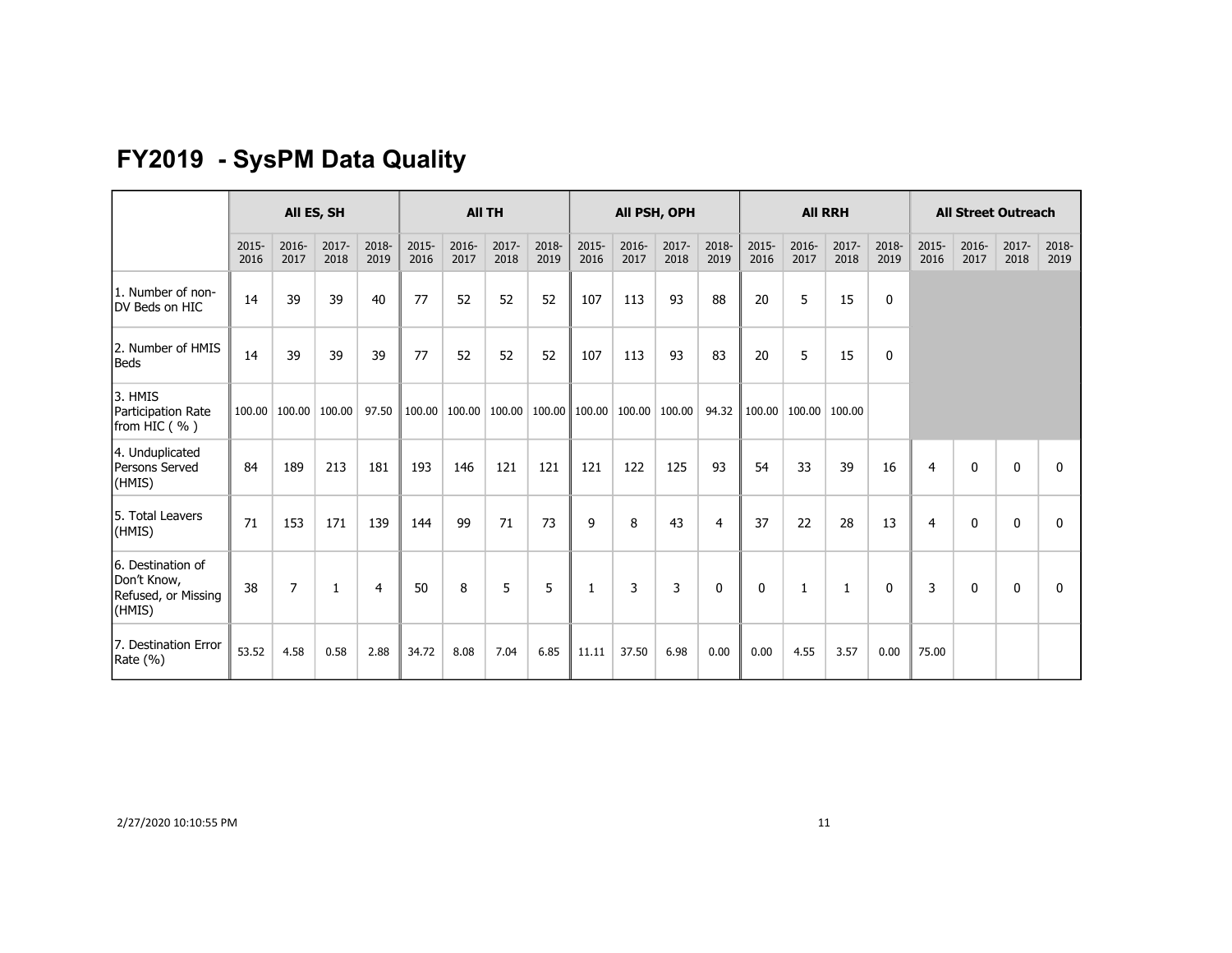# FY2019 - SysPM Data Quality

| | All ES, SH | | | | All TH | | | | All PSH, OPH | | | | All RRH | | | | All Street Outreach | | | |
|---|---|---|---|---|---|---|---|---|---|---|---|---|---|---|---|---|---|---|---|---|
| | 2015-2016 | 2016-2017 | 2017-2018 | 2018-2019 | 2015-2016 | 2016-2017 | 2017-2018 | 2018-2019 | 2015-2016 | 2016-2017 | 2017-2018 | 2018-2019 | 2015-2016 | 2016-2017 | 2017-2018 | 2018-2019 | 2015-2016 | 2016-2017 | 2017-2018 | 2018-2019 |
| 1. Number of non-DV Beds on HIC | 14 | 39 | 39 | 40 | 77 | 52 | 52 | 52 | 107 | 113 | 93 | 88 | 20 | 5 | 15 | 0 | | | | |
| 2. Number of HMIS Beds | 14 | 39 | 39 | 39 | 77 | 52 | 52 | 52 | 107 | 113 | 93 | 83 | 20 | 5 | 15 | 0 | | | | |
| 3. HMIS Participation Rate from HIC ( % ) | 100.00 | 100.00 | 100.00 | 97.50 | 100.00 | 100.00 | 100.00 | 100.00 | 100.00 | 100.00 | 100.00 | 94.32 | 100.00 | 100.00 | 100.00 | | | | | |
| 4. Unduplicated Persons Served (HMIS) | 84 | 189 | 213 | 181 | 193 | 146 | 121 | 121 | 121 | 122 | 125 | 93 | 54 | 33 | 39 | 16 | 4 | 0 | 0 | 0 |
| 5. Total Leavers (HMIS) | 71 | 153 | 171 | 139 | 144 | 99 | 71 | 73 | 9 | 8 | 43 | 4 | 37 | 22 | 28 | 13 | 4 | 0 | 0 | 0 |
| 6. Destination of Don't Know, Refused, or Missing (HMIS) | 38 | 7 | 1 | 4 | 50 | 8 | 5 | 5 | 1 | 3 | 3 | 0 | 0 | 1 | 1 | 0 | 3 | 0 | 0 | 0 |
| 7. Destination Error Rate (%) | 53.52 | 4.58 | 0.58 | 2.88 | 34.72 | 8.08 | 7.04 | 6.85 | 11.11 | 37.50 | 6.98 | 0.00 | 0.00 | 4.55 | 3.57 | 0.00 | 75.00 | | | |

2/27/2020 10:10:55 PM